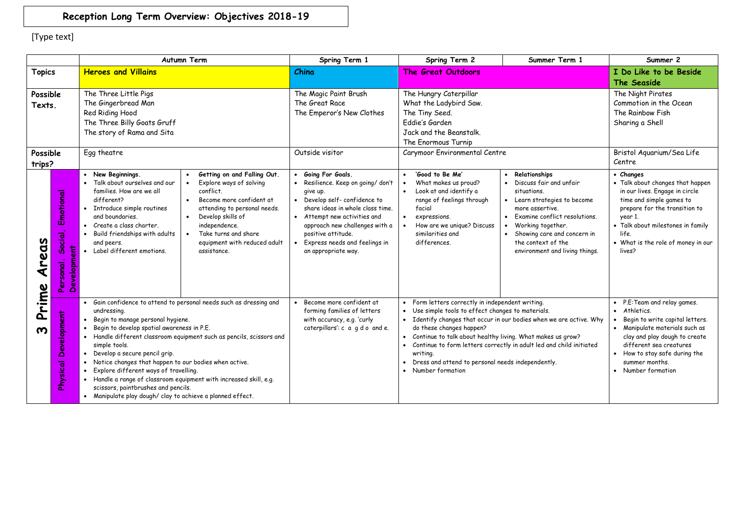# Reception Long Term Overview: Objectives 2018-19

[Type text]

| | | Autumn Term | | Spring Term 1 | Spring Term 2 | Summer Term 1 | Summer 2 |
|---|---|---|---|---|---|---|---|
| **Topics** | | **Heroes and Villains** | | **China** | **The Great Outdoors** | | **I Do Like to be Beside The Seaside** |
| **Possible Texts.** | | The Three Little Pigs<br>The Gingerbread Man<br>Red Riding Hood<br>The Three Billy Goats Gruff<br>The story of Rama and Sita | | The Magic Paint Brush<br>The Great Race<br>The Emperor's New Clothes | The Hungry Caterpillar<br>What the Ladybird Saw.<br>The Tiny Seed.<br>Eddie's Garden<br>Jack and the Beanstalk.<br>The Enormous Turnip | | The Night Pirates<br>Commotion in the Ocean<br>The Rainbow Fish<br>Sharing a Shell |
| **Possible trips?** | | Egg theatre | | Outside visitor | Carymoor Environmental Centre | | Bristol Aquarium/Sea Life Centre |
| **3 Prime Areas** | **Personal. Social, Emotional Development** | • **New Beginnings.**<br>• Talk about ourselves and our families. How are we all different?<br>• Introduce simple routines and boundaries.<br>• Create a class charter.<br>• Build friendships with adults and peers.<br>• Label different emotions. | • **Getting on and Falling Out.**<br>• Explore ways of solving conflict.<br>• Become more confident at attending to personal needs.<br>• Develop skills of independence.<br>• Take turns and share equipment with reduced adult assistance. | • **Going For Goals.**<br>• Resilience. Keep on going/ don't give up.<br>• Develop self- confidence to share ideas in whole class time.<br>• Attempt new activities and approach new challenges with a positive attitude.<br>• Express needs and feelings in an appropriate way. | • **'Good to Be Me'**<br>• What makes us proud?<br>• Look at and identify a range of feelings through facial<br>• expressions.<br>• How are we unique? Discuss similarities and differences. | • **Relationships**<br>• Discuss fair and unfair situations.<br>• Learn strategies to become more assertive.<br>• Examine conflict resolutions.<br>• Working together.<br>• Showing care and concern in the context of the environment and living things. | • **Changes**<br>• Talk about changes that happen in our lives. Engage in circle time and simple games to prepare for the transition to year 1.<br>• Talk about milestones in family life.<br>• What is the role of money in our lives? |
| | **Physical Development** | • Gain confidence to attend to personal needs such as dressing and undressing.<br>• Begin to manage personal hygiene.<br>• Begin to develop spatial awareness in P.E.<br>• Handle different classroom equipment such as pencils, scissors and simple tools.<br>• Develop a secure pencil grip.<br>• Notice changes that happen to our bodies when active.<br>• Explore different ways of travelling.<br>• Handle a range of classroom equipment with increased skill, e.g. scissors, paintbrushes and pencils.<br>• Manipulate play dough/ clay to achieve a planned effect. | | • Become more confident at forming families of letters with accuracy, e.g. 'curly caterpillars': c a g d o and e. | • Form letters correctly in independent writing.<br>• Use simple tools to effect changes to materials.<br>• Identify changes that occur in our bodies when we are active. Why do these changes happen?<br>• Continue to talk about healthy living. What makes us grow?<br>• Continue to form letters correctly in adult led and child initiated writing.<br>• Dress and attend to personal needs independently.<br>• Number formation | | • P.E:Team and relay games.<br>• Athletics.<br>• Begin to write capital letters.<br>• Manipulate materials such as clay and play dough to create different sea creatures<br>• How to stay safe during the summer months.<br>• Number formation |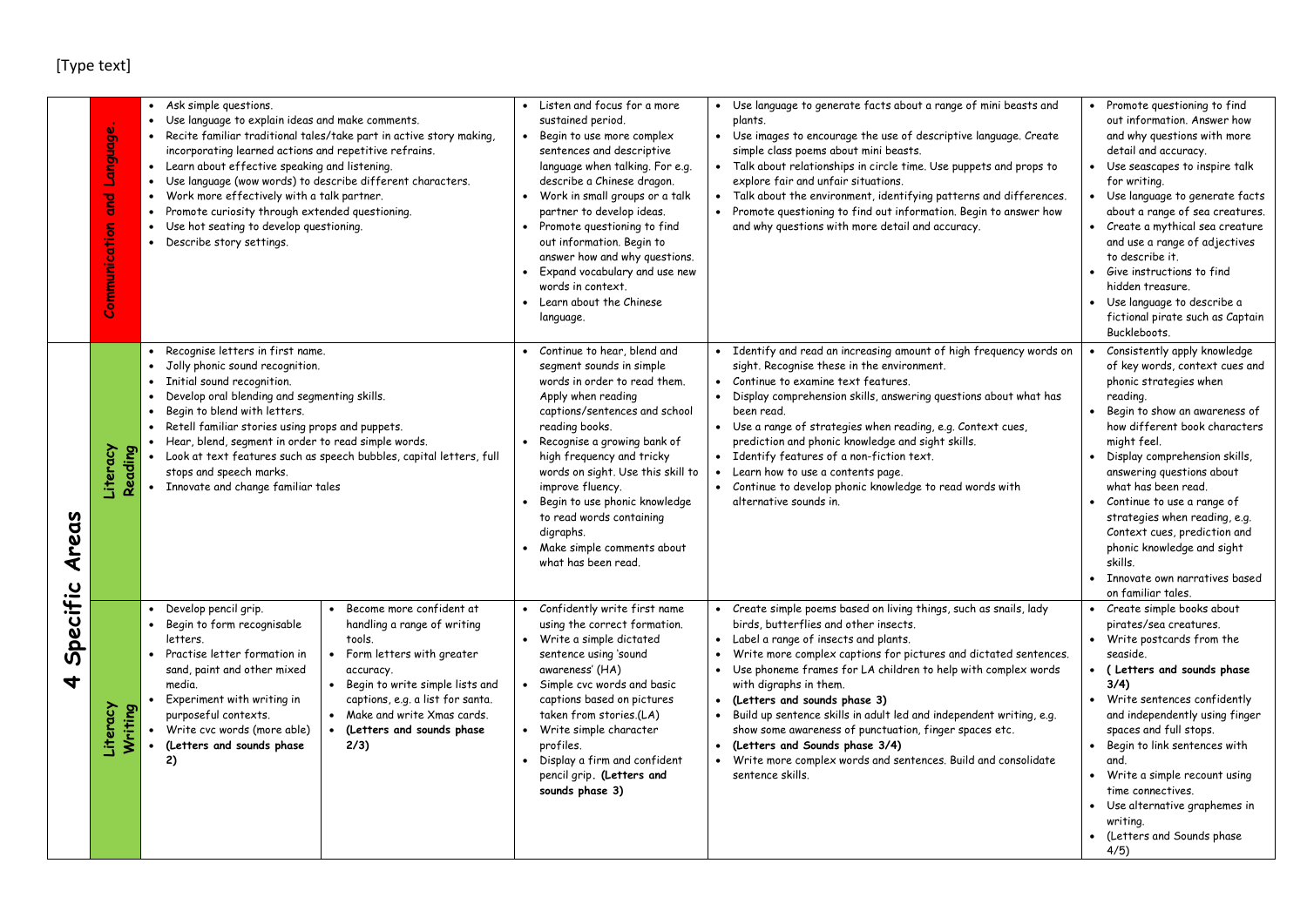[Type text]

| 4 Specific Areas | Area | | | | | |
|---|---|---|---|---|---|---|
| | **Communication and Language.** | • Ask simple questions.<br>• Use language to explain ideas and make comments.<br>• Recite familiar traditional tales/take part in active story making, incorporating learned actions and repetitive refrains.<br>• Learn about effective speaking and listening.<br>• Use language (wow words) to describe different characters.<br>• Work more effectively with a talk partner.<br>• Promote curiosity through extended questioning.<br>• Use hot seating to develop questioning.<br>• Describe story settings. | | • Listen and focus for a more sustained period.<br>• Begin to use more complex sentences and descriptive language when talking. For e.g. describe a Chinese dragon.<br>• Work in small groups or a talk partner to develop ideas.<br>• Promote questioning to find out information. Begin to answer how and why questions.<br>• Expand vocabulary and use new words in context.<br>• Learn about the Chinese language. | • Use language to generate facts about a range of mini beasts and plants.<br>• Use images to encourage the use of descriptive language. Create simple class poems about mini beasts.<br>• Talk about relationships in circle time. Use puppets and props to explore fair and unfair situations.<br>• Talk about the environment, identifying patterns and differences.<br>• Promote questioning to find out information. Begin to answer how and why questions with more detail and accuracy. | • Promote questioning to find out information. Answer how and why questions with more detail and accuracy.<br>• Use seascapes to inspire talk for writing.<br>• Use language to generate facts about a range of sea creatures.<br>• Create a mythical sea creature and use a range of adjectives to describe it.<br>• Give instructions to find hidden treasure.<br>• Use language to describe a fictional pirate such as Captain Buckleboots. |
| | **Literacy Reading** | • Recognise letters in first name.<br>• Jolly phonic sound recognition.<br>• Initial sound recognition.<br>• Develop oral blending and segmenting skills.<br>• Begin to blend with letters.<br>• Retell familiar stories using props and puppets.<br>• Hear, blend, segment in order to read simple words.<br>• Look at text features such as speech bubbles, capital letters, full stops and speech marks.<br>• Innovate and change familiar tales | | • Continue to hear, blend and segment sounds in simple words in order to read them. Apply when reading captions/sentences and school reading books.<br>• Recognise a growing bank of high frequency and tricky words on sight. Use this skill to improve fluency.<br>• Begin to use phonic knowledge to read words containing digraphs.<br>• Make simple comments about what has been read. | • Identify and read an increasing amount of high frequency words on sight. Recognise these in the environment.<br>• Continue to examine text features.<br>• Display comprehension skills, answering questions about what has been read.<br>• Use a range of strategies when reading, e.g. Context cues, prediction and phonic knowledge and sight skills.<br>• Identify features of a non-fiction text.<br>• Learn how to use a contents page.<br>• Continue to develop phonic knowledge to read words with alternative sounds in. | • Consistently apply knowledge of key words, context cues and phonic strategies when reading.<br>• Begin to show an awareness of how different book characters might feel.<br>• Display comprehension skills, answering questions about what has been read.<br>• Continue to use a range of strategies when reading, e.g. Context cues, prediction and phonic knowledge and sight skills.<br>• Innovate own narratives based on familiar tales. |
| | **Literacy Writing** | • Develop pencil grip.<br>• Begin to form recognisable letters.<br>• Practise letter formation in sand, paint and other mixed media.<br>• Experiment with writing in purposeful contexts.<br>• Write cvc words (more able)<br>• **(Letters and sounds phase 2)** | • Become more confident at handling a range of writing tools.<br>• Form letters with greater accuracy.<br>• Begin to write simple lists and captions, e.g. a list for santa.<br>• Make and write Xmas cards.<br>• **(Letters and sounds phase 2/3)** | • Confidently write first name using the correct formation.<br>• Write a simple dictated sentence using 'sound awareness' (HA)<br>• Simple cvc words and basic captions based on pictures taken from stories.(LA)<br>• Write simple character profiles.<br>• Display a firm and confident pencil grip. **(Letters and sounds phase 3)** | • Create simple poems based on living things, such as snails, lady birds, butterflies and other insects.<br>• Label a range of insects and plants.<br>• Write more complex captions for pictures and dictated sentences.<br>• Use phoneme frames for LA children to help with complex words with digraphs in them.<br>• **(Letters and sounds phase 3)**<br>• Build up sentence skills in adult led and independent writing, e.g. show some awareness of punctuation, finger spaces etc.<br>• **(Letters and Sounds phase 3/4)**<br>• Write more complex words and sentences. Build and consolidate sentence skills. | • Create simple books about pirates/sea creatures.<br>• Write postcards from the seaside.<br>• **( Letters and sounds phase 3/4)**<br>• Write sentences confidently and independently using finger spaces and full stops.<br>• Begin to link sentences with and.<br>• Write a simple recount using time connectives.<br>• Use alternative graphemes in writing.<br>• (Letters and Sounds phase 4/5) |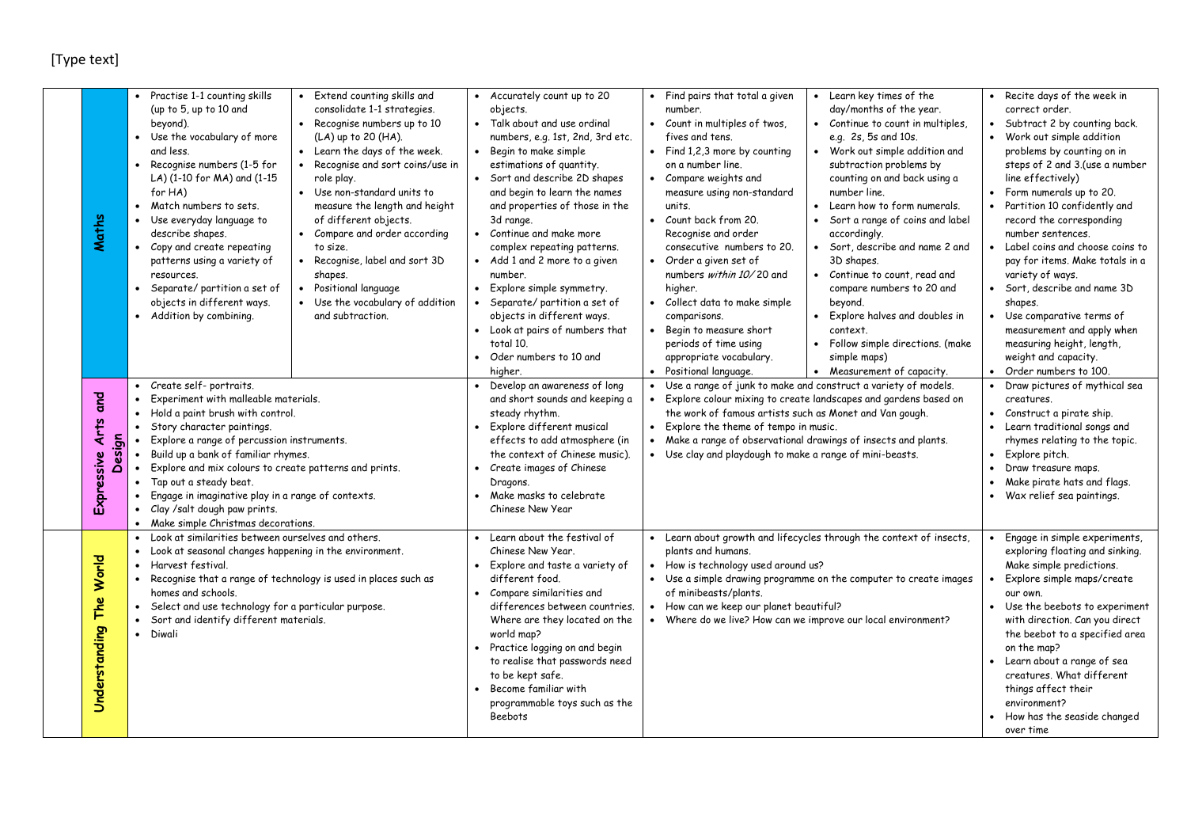| | | | | | | |
|---|---|---|---|---|---|---|
| **Maths** | • Practise 1-1 counting skills (up to 5, up to 10 and beyond).<br>• Use the vocabulary of more and less.<br>• Recognise numbers (1-5 for LA) (1-10 for MA) and (1-15 for HA)<br>• Match numbers to sets.<br>• Use everyday language to describe shapes.<br>• Copy and create repeating patterns using a variety of resources.<br>• Separate/ partition a set of objects in different ways.<br>• Addition by combining. | • Extend counting skills and consolidate 1-1 strategies.<br>• Recognise numbers up to 10 (LA) up to 20 (HA).<br>• Learn the days of the week.<br>• Recognise and sort coins/use in role play.<br>• Use non-standard units to measure the length and height of different objects.<br>• Compare and order according to size.<br>• Recognise, label and sort 3D shapes.<br>• Positional language<br>• Use the vocabulary of addition and subtraction. | • Accurately count up to 20 objects.<br>• Talk about and use ordinal numbers, e.g. 1st, 2nd, 3rd etc.<br>• Begin to make simple estimations of quantity.<br>• Sort and describe 2D shapes and begin to learn the names and properties of those in the 3d range.<br>• Continue and make more complex repeating patterns.<br>• Add 1 and 2 more to a given number.<br>• Explore simple symmetry.<br>• Separate/ partition a set of objects in different ways.<br>• Look at pairs of numbers that total 10.<br>• Oder numbers to 10 and higher. | • Find pairs that total a given number.<br>• Count in multiples of twos, fives and tens.<br>• Find 1,2,3 more by counting on a number line.<br>• Compare weights and measure using non-standard units.<br>• Count back from 20. Recognise and order consecutive numbers to 20.<br>• Order a given set of numbers *within 10*/ 20 and higher.<br>• Collect data to make simple comparisons.<br>• Begin to measure short periods of time using appropriate vocabulary.<br>• Positional language. | • Learn key times of the day/months of the year.<br>• Continue to count in multiples, e.g. 2s, 5s and 10s.<br>• Work out simple addition and subtraction problems by counting on and back using a number line.<br>• Learn how to form numerals.<br>• Sort a range of coins and label accordingly.<br>• Sort, describe and name 2 and 3D shapes.<br>• Continue to count, read and compare numbers to 20 and beyond.<br>• Explore halves and doubles in context.<br>• Follow simple directions. (make simple maps)<br>• Measurement of capacity. | • Recite days of the week in correct order.<br>• Subtract 2 by counting back.<br>• Work out simple addition problems by counting on in steps of 2 and 3.(use a number line effectively)<br>• Form numerals up to 20.<br>• Partition 10 confidently and record the corresponding number sentences.<br>• Label coins and choose coins to pay for items. Make totals in a variety of ways.<br>• Sort, describe and name 3D shapes.<br>• Use comparative terms of measurement and apply when measuring height, length, weight and capacity.<br>• Order numbers to 100. |
| **Expressive Arts and Design** | • Create self- portraits.<br>• Experiment with malleable materials.<br>• Hold a paint brush with control.<br>• Story character paintings.<br>• Explore a range of percussion instruments.<br>• Build up a bank of familiar rhymes.<br>• Explore and mix colours to create patterns and prints.<br>• Tap out a steady beat.<br>• Engage in imaginative play in a range of contexts.<br>• Clay /salt dough paw prints.<br>• Make simple Christmas decorations. | | • Develop an awareness of long and short sounds and keeping a steady rhythm.<br>• Explore different musical effects to add atmosphere (in the context of Chinese music).<br>• Create images of Chinese Dragons.<br>• Make masks to celebrate Chinese New Year | • Use a range of junk to make and construct a variety of models.<br>• Explore colour mixing to create landscapes and gardens based on the work of famous artists such as Monet and Van gough.<br>• Explore the theme of tempo in music.<br>• Make a range of observational drawings of insects and plants.<br>• Use clay and playdough to make a range of mini-beasts. | | • Draw pictures of mythical sea creatures.<br>• Construct a pirate ship.<br>• Learn traditional songs and rhymes relating to the topic.<br>• Explore pitch.<br>• Draw treasure maps.<br>• Make pirate hats and flags.<br>• Wax relief sea paintings. |
| **Understanding The World** | • Look at similarities between ourselves and others.<br>• Look at seasonal changes happening in the environment.<br>• Harvest festival.<br>• Recognise that a range of technology is used in places such as homes and schools.<br>• Select and use technology for a particular purpose.<br>• Sort and identify different materials.<br>• Diwali | | • Learn about the festival of Chinese New Year.<br>• Explore and taste a variety of different food.<br>• Compare similarities and differences between countries. Where are they located on the world map?<br>• Practice logging on and begin to realise that passwords need to be kept safe.<br>• Become familiar with programmable toys such as the Beebots | • Learn about growth and lifecycles through the context of insects, plants and humans.<br>• How is technology used around us?<br>• Use a simple drawing programme on the computer to create images of minibeasts/plants.<br>• How can we keep our planet beautiful?<br>• Where do we live? How can we improve our local environment? | | • Engage in simple experiments, exploring floating and sinking. Make simple predictions.<br>• Explore simple maps/create our own.<br>• Use the beebots to experiment with direction. Can you direct the beebot to a specified area on the map?<br>• Learn about a range of sea creatures. What different things affect their environment?<br>• How has the seaside changed over time |